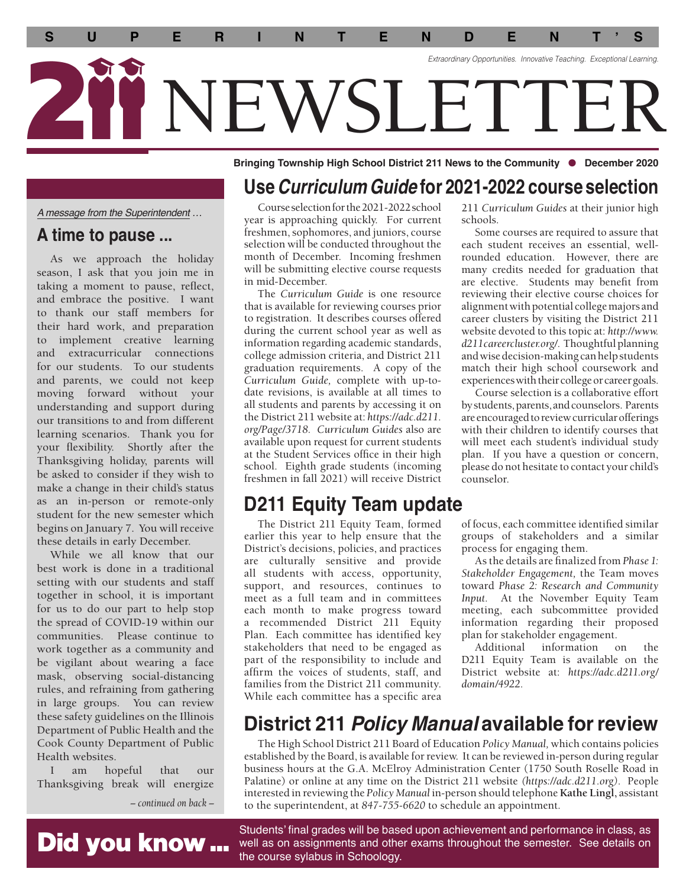# SUPERINTENDENT'S 211 NEWSLETTER

*Extraordinary Opportunities. Innovative Teaching. Exceptional Learning.*

**Bringing Township High School District 211 News to the Community ● December 2020**

*A message from the Superintendent …*

## A time to pause ...

As we approach the holiday season, I ask that you join me in taking a moment to pause, reflect, and embrace the positive. I want to thank our staff members for their hard work, and preparation to implement creative learning and extracurricular connections for our students. To our students and parents, we could not keep moving forward without your understanding and support during our transitions to and from different learning scenarios. Thank you for your flexibility. Shortly after the Thanksgiving holiday, parents will be asked to consider if they wish to make a change in their child's status as an in-person or remote-only student for the new semester which begins on January 7. You will receive these details in early December.

While we all know that our best work is done in a traditional setting with our students and staff together in school, it is important for us to do our part to help stop the spread of COVID-19 within our communities. Please continue to work together as a community and be vigilant about wearing a face mask, observing social-distancing rules, and refraining from gathering in large groups. You can review these safety guidelines on the Illinois Department of Public Health and the Cook County Department of Public Health websites.

I am hopeful that our Thanksgiving break will energize

*– continued on back –*

## Use *Curriculum Guide* for 2021-2022 course selection

Course selection for the 2021-2022 school year is approaching quickly. For current freshmen, sophomores, and juniors, course selection will be conducted throughout the month of December. Incoming freshmen will be submitting elective course requests in mid-December.

The *Curriculum Guide* is one resource that is available for reviewing courses prior to registration. It describes courses offered during the current school year as well as information regarding academic standards, college admission criteria, and District 211 graduation requirements. A copy of the *Curriculum Guide,* complete with up-to-date revisions, is available at all times to all students and parents by accessing it on the District 211 website at: *https://adc.d211.org/Page/3718*. *Curriculum Guides* also are available upon request for current students at the Student Services office in their high school. Eighth grade students (incoming freshmen in fall 2021) will receive District 211 *Curriculum Guides* at their junior high schools.

Some courses are required to assure that each student receives an essential, well-rounded education. However, there are many credits needed for graduation that are elective. Students may benefit from reviewing their elective course choices for alignment with potential college majors and career clusters by visiting the District 211 website devoted to this topic at: *http://www.d211careercluster.org/*. Thoughtful planning and wise decision-making can help students match their high school coursework and experiences with their college or career goals.

Course selection is a collaborative effort by students, parents, and counselors. Parents are encouraged to review curricular offerings with their children to identify courses that will meet each student's individual study plan. If you have a question or concern, please do not hesitate to contact your child's counselor.

## D211 Equity Team update

The District 211 Equity Team, formed earlier this year to help ensure that the District's decisions, policies, and practices are culturally sensitive and provide all students with access, opportunity, support, and resources, continues to meet as a full team and in committees each month to make progress toward a recommended District 211 Equity Plan. Each committee has identified key stakeholders that need to be engaged as part of the responsibility to include and affirm the voices of students, staff, and families from the District 211 community. While each committee has a specific area of focus, each committee identified similar groups of stakeholders and a similar process for engaging them.

As the details are finalized from *Phase 1: Stakeholder Engagement,* the Team moves toward *Phase 2: Research and Community Input*. At the November Equity Team meeting, each subcommittee provided information regarding their proposed plan for stakeholder engagement.

Additional information on the D211 Equity Team is available on the District website at: *https://adc.d211.org/domain/4922*.

## District 211 *Policy Manual* available for review

The High School District 211 Board of Education *Policy Manual,* which contains policies established by the Board, is available for review. It can be reviewed in-person during regular business hours at the G.A. McElroy Administration Center (1750 South Roselle Road in Palatine) or online at any time on the District 211 website *(https://adc.d211.org)*. People interested in reviewing the *Policy Manual* in-person should telephone **Kathe Lingl**, assistant to the superintendent, at *847-755-6620* to schedule an appointment.

**Did you know ...** Students' final grades will be based upon achievement and performance in class, as well as on assignments and other exams throughout the semester. See details on the course sylabus in Schoology.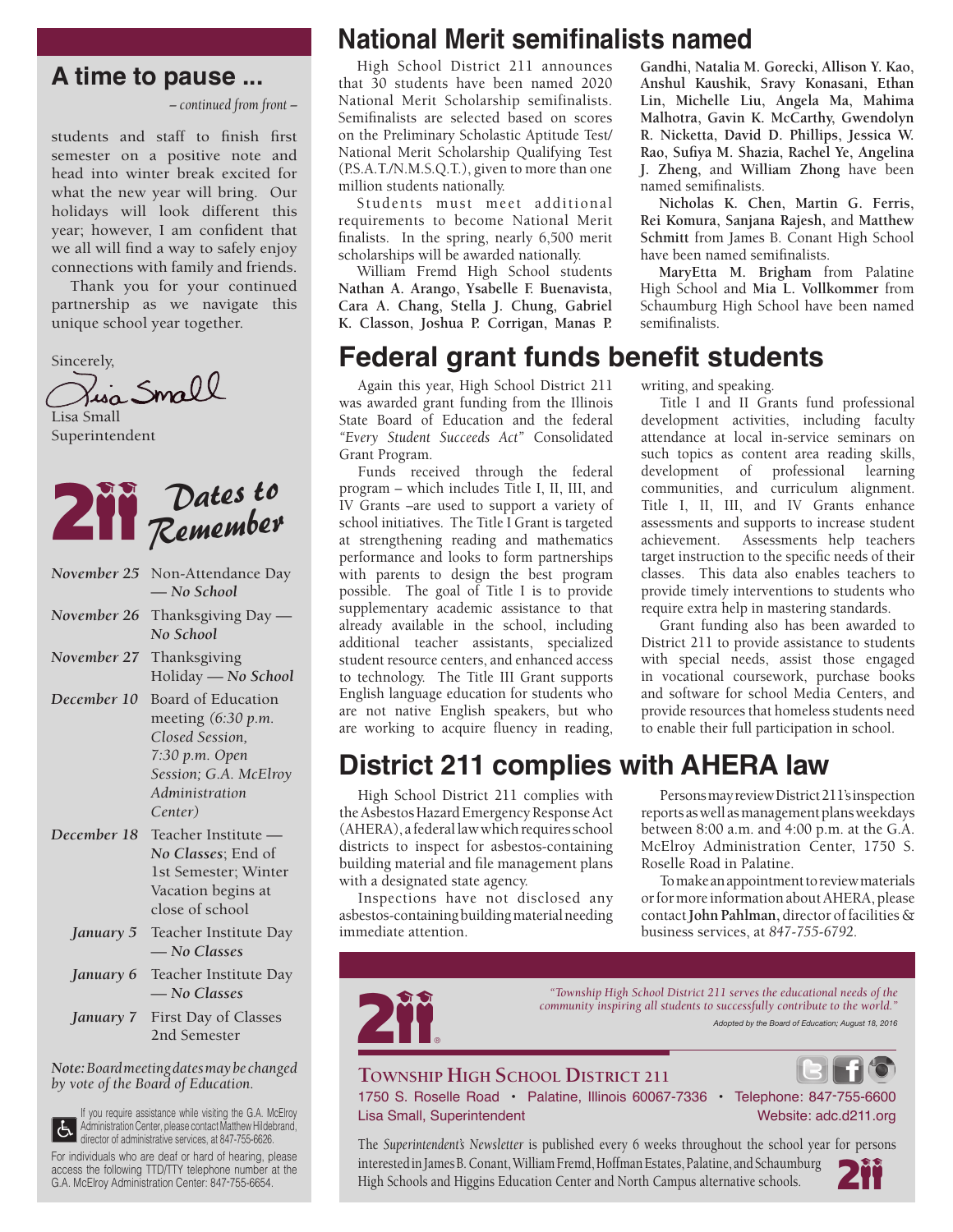## A time to pause ...

*– continued from front –*

students and staff to finish first semester on a positive note and head into winter break excited for what the new year will bring. Our holidays will look different this year; however, I am confident that we all will find a way to safely enjoy connections with family and friends.

Thank you for your continued partnership as we navigate this unique school year together.

Sincerely,

Lisa Small
Superintendent

## 211 Dates to Remember

| | |
|---|---|
| *November 25* | Non-Attendance Day — *No School* |
| *November 26* | Thanksgiving Day — *No School* |
| *November 27* | Thanksgiving Holiday — *No School* |
| *December 10* | Board of Education meeting *(6:30 p.m. Closed Session, 7:30 p.m. Open Session; G.A. McElroy Administration Center)* |
| *December 18* | Teacher Institute — *No Classes*; End of 1st Semester; Winter Vacation begins at close of school |
| *January 5* | Teacher Institute Day — *No Classes* |
| *January 6* | Teacher Institute Day — *No Classes* |
| *January 7* | First Day of Classes 2nd Semester |

*Note: Board meeting dates may be changed by vote of the Board of Education.*

If you require assistance while visiting the G.A. McElroy Administration Center, please contact Matthew Hildebrand, director of administrative services, at 847-755-6626.

For individuals who are deaf or hard of hearing, please access the following TTD/TTY telephone number at the G.A. McElroy Administration Center: 847-755-6654.

# National Merit semifinalists named

High School District 211 announces that 30 students have been named 2020 National Merit Scholarship semifinalists. Semifinalists are selected based on scores on the Preliminary Scholastic Aptitude Test/National Merit Scholarship Qualifying Test (P.S.A.T./N.M.S.Q.T.), given to more than one million students nationally.

Students must meet additional requirements to become National Merit finalists. In the spring, nearly 6,500 merit scholarships will be awarded nationally.

William Fremd High School students **Nathan A. Arango**, **Ysabelle F. Buenavista**, **Cara A. Chang**, **Stella J. Chung**, **Gabriel K. Classon**, **Joshua P. Corrigan**, **Manas P. Gandhi**, **Natalia M. Gorecki**, **Allison Y. Kao**, **Anshul Kaushik**, **Sravy Konasani**, **Ethan Lin**, **Michelle Liu**, **Angela Ma**, **Mahima Malhotra**, **Gavin K. McCarthy**, **Gwendolyn R. Nicketta**, **David D. Phillips**, **Jessica W. Rao**, **Sufiya M. Shazia**, **Rachel Ye**, **Angelina J. Zheng**, and **William Zhong** have been named semifinalists.

**Nicholas K. Chen**, **Martin G. Ferris**, **Rei Komura**, **Sanjana Rajesh**, and **Matthew Schmitt** from James B. Conant High School have been named semifinalists.

**MaryEtta M. Brigham** from Palatine High School and **Mia L. Vollkommer** from Schaumburg High School have been named semifinalists.

# Federal grant funds benefit students

Again this year, High School District 211 was awarded grant funding from the Illinois State Board of Education and the federal *"Every Student Succeeds Act"* Consolidated Grant Program.

Funds received through the federal program – which includes Title I, II, III, and IV Grants –are used to support a variety of school initiatives. The Title I Grant is targeted at strengthening reading and mathematics performance and looks to form partnerships with parents to design the best program possible. The goal of Title I is to provide supplementary academic assistance to that already available in the school, including additional teacher assistants, specialized student resource centers, and enhanced access to technology. The Title III Grant supports English language education for students who are not native English speakers, but who are working to acquire fluency in reading, writing, and speaking.

Title I and II Grants fund professional development activities, including faculty attendance at local in-service seminars on such topics as content area reading skills, development of professional learning communities, and curriculum alignment. Title I, II, III, and IV Grants enhance assessments and supports to increase student achievement. Assessments help teachers target instruction to the specific needs of their classes. This data also enables teachers to provide timely interventions to students who require extra help in mastering standards.

Grant funding also has been awarded to District 211 to provide assistance to students with special needs, assist those engaged in vocational coursework, purchase books and software for school Media Centers, and provide resources that homeless students need to enable their full participation in school.

# District 211 complies with AHERA law

High School District 211 complies with the Asbestos Hazard Emergency Response Act (AHERA), a federal law which requires school districts to inspect for asbestos-containing building material and file management plans with a designated state agency.

Inspections have not disclosed any asbestos-containing building material needing immediate attention.

Persons may review District 211's inspection reports as well as management plans weekdays between 8:00 a.m. and 4:00 p.m. at the G.A. McElroy Administration Center, 1750 S. Roselle Road in Palatine.

To make an appointment to review materials or for more information about AHERA, please contact **John Pahlman**, director of facilities & business services, at *847-755-6792*.

---

*"Township High School District 211 serves the educational needs of the community inspiring all students to successfully contribute to the world."*

Adopted by the Board of Education; August 18, 2016

**Township High School District 211**

1750 S. Roselle Road • Palatine, Illinois 60067-7336 • Telephone: 847-755-6600

Lisa Small, Superintendent — Website: adc.d211.org

The *Superintendent's Newsletter* is published every 6 weeks throughout the school year for persons interested in James B. Conant, William Fremd, Hoffman Estates, Palatine, and Schaumburg High Schools and Higgins Education Center and North Campus alternative schools.